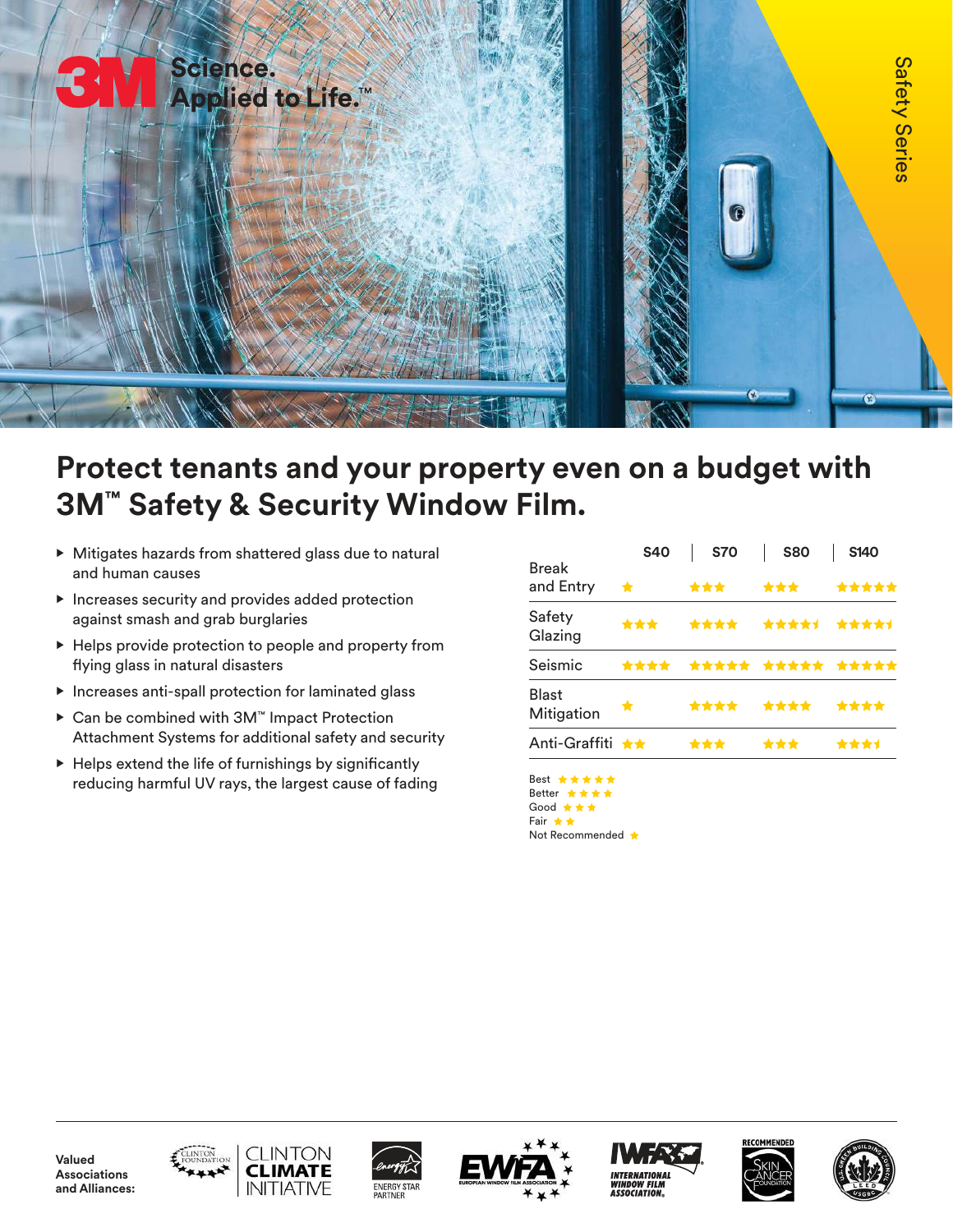3M Science. Applied to Life.™

Safety Series

# Protect tenants and your property even on a budget with 3M™ Safety & Security Window Film.

- Mitigates hazards from shattered glass due to natural and human causes
- Increases security and provides added protection against smash and grab burglaries
- Helps provide protection to people and property from flying glass in natural disasters
- Increases anti-spall protection for laminated glass
- Can be combined with 3M™ Impact Protection Attachment Systems for additional safety and security
- Helps extend the life of furnishings by significantly reducing harmful UV rays, the largest cause of fading

| | S40 | S70 | S80 | S140 |
|---|---|---|---|---|
| Break and Entry | ★ | ★★★ | ★★★ | ★★★★★ |
| Safety Glazing | ★★★ | ★★★★ | ★★★★½ | ★★★★½ |
| Seismic | ★★★★ | ★★★★★ | ★★★★★ | ★★★★★ |
| Blast Mitigation | ★ | ★★★★ | ★★★★ | ★★★★ |
| Anti-Graffiti | ★★ | ★★★ | ★★★ | ★★★½ |

Best ★★★★★
Better ★★★★
Good ★★★
Fair ★★
Not Recommended ★

**Valued Associations and Alliances:** Clinton Foundation, Clinton Climate Initiative, Energy Star Partner, EWFA European Window Film Association, IWFA International Window Film Association, Recommended Skin Cancer Foundation, U.S. Green Building Council LEED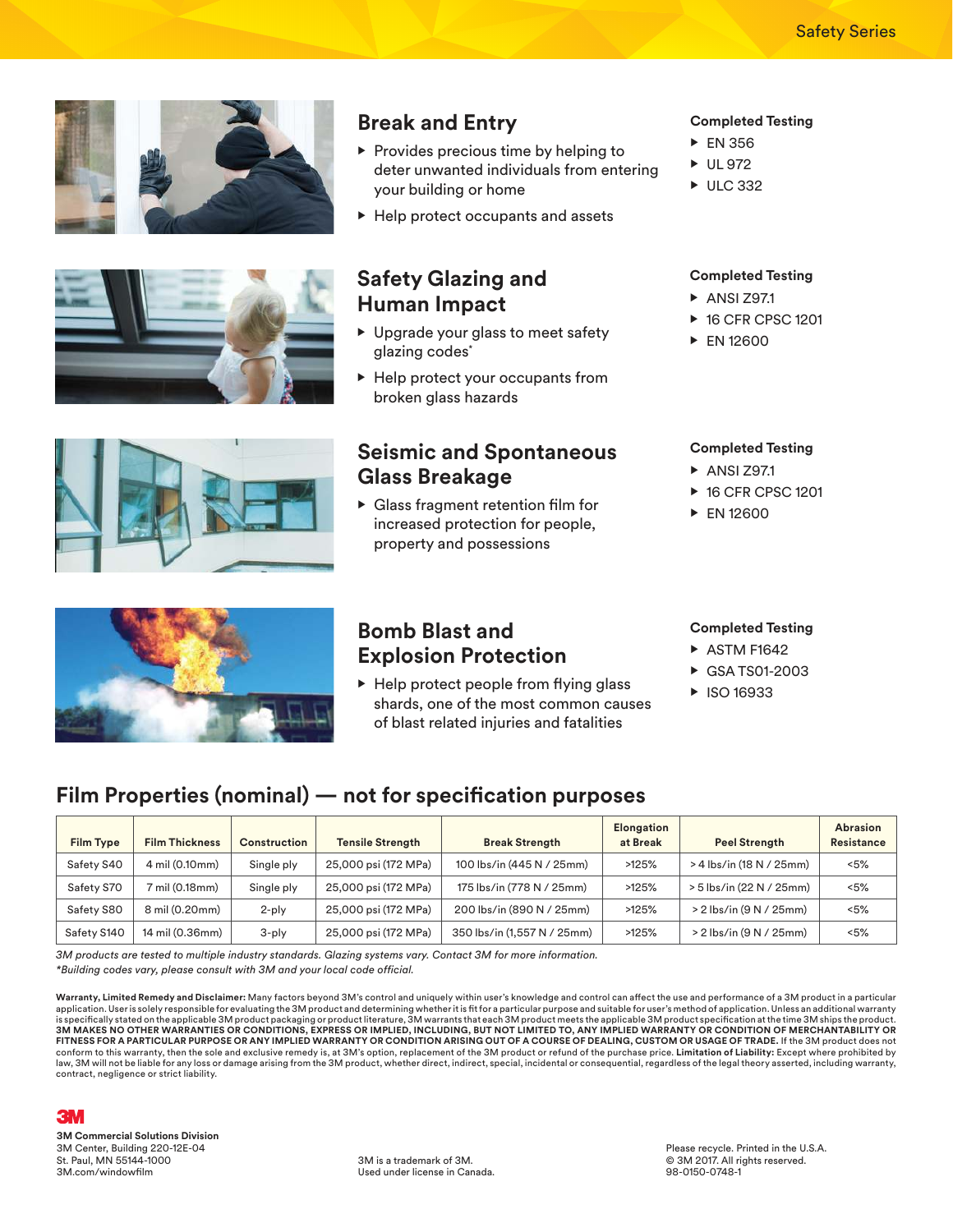## Break and Entry

- Provides precious time by helping to deter unwanted individuals from entering your building or home
- Help protect occupants and assets

**Completed Testing**

- EN 356
- UL 972
- ULC 332

## Safety Glazing and Human Impact

- Upgrade your glass to meet safety glazing codes*
- Help protect your occupants from broken glass hazards

**Completed Testing**

- ANSI Z97.1
- 16 CFR CPSC 1201
- EN 12600

## Seismic and Spontaneous Glass Breakage

- Glass fragment retention film for increased protection for people, property and possessions

**Completed Testing**

- ANSI Z97.1
- 16 CFR CPSC 1201
- EN 12600

## Bomb Blast and Explosion Protection

- Help protect people from flying glass shards, one of the most common causes of blast related injuries and fatalities

**Completed Testing**

- ASTM F1642
- GSA TS01-2003
- ISO 16933

## Film Properties (nominal) — not for specification purposes

| Film Type | Film Thickness | Construction | Tensile Strength | Break Strength | Elongation at Break | Peel Strength | Abrasion Resistance |
|---|---|---|---|---|---|---|---|
| Safety S40 | 4 mil (0.10mm) | Single ply | 25,000 psi (172 MPa) | 100 lbs/in (445 N / 25mm) | >125% | > 4 lbs/in (18 N / 25mm) | <5% |
| Safety S70 | 7 mil (0.18mm) | Single ply | 25,000 psi (172 MPa) | 175 lbs/in (778 N / 25mm) | >125% | > 5 lbs/in (22 N / 25mm) | <5% |
| Safety S80 | 8 mil (0.20mm) | 2-ply | 25,000 psi (172 MPa) | 200 lbs/in (890 N / 25mm) | >125% | > 2 lbs/in (9 N / 25mm) | <5% |
| Safety S140 | 14 mil (0.36mm) | 3-ply | 25,000 psi (172 MPa) | 350 lbs/in (1,557 N / 25mm) | >125% | > 2 lbs/in (9 N / 25mm) | <5% |

*3M products are tested to multiple industry standards. Glazing systems vary. Contact 3M for more information.*

*\*Building codes vary, please consult with 3M and your local code official.*

**Warranty, Limited Remedy and Disclaimer:** Many factors beyond 3M's control and uniquely within user's knowledge and control can affect the use and performance of a 3M product in a particular application. User is solely responsible for evaluating the 3M product and determining whether it is fit for a particular purpose and suitable for user's method of application. Unless an additional warranty is specifically stated on the applicable 3M product packaging or product literature, 3M warrants that each 3M product meets the applicable 3M product specification at the time 3M ships the product. **3M MAKES NO OTHER WARRANTIES OR CONDITIONS, EXPRESS OR IMPLIED, INCLUDING, BUT NOT LIMITED TO, ANY IMPLIED WARRANTY OR CONDITION OF MERCHANTABILITY OR FITNESS FOR A PARTICULAR PURPOSE OR ANY IMPLIED WARRANTY OR CONDITION ARISING OUT OF A COURSE OF DEALING, CUSTOM OR USAGE OF TRADE.** If the 3M product does not conform to this warranty, then the sole and exclusive remedy is, at 3M's option, replacement of the 3M product or refund of the purchase price. **Limitation of Liability:** Except where prohibited by law, 3M will not be liable for any loss or damage arising from the 3M product, whether direct, indirect, special, incidental or consequential, regardless of the legal theory asserted, including warranty, contract, negligence or strict liability.

**3M**

**3M Commercial Solutions Division**
3M Center, Building 220-12E-04
St. Paul, MN 55144-1000
3M.com/windowfilm

3M is a trademark of 3M.
Used under license in Canada.

Please recycle. Printed in the U.S.A.
© 3M 2017. All rights reserved.
98-0150-0748-1